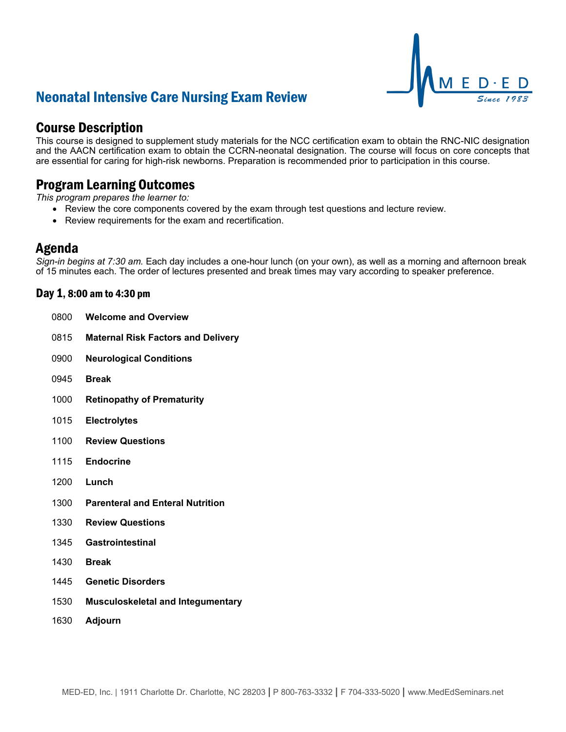# Neonatal Intensive Care Nursing Exam Review

## Course Description

This course is designed to supplement study materials for the NCC certification exam to obtain the RNC-NIC designation and the AACN certification exam to obtain the CCRN-neonatal designation. The course will focus on core concepts that are essential for caring for high-risk newborns. Preparation is recommended prior to participation in this course.

## Program Learning Outcomes

*This program prepares the learner to:*

- Review the core components covered by the exam through test questions and lecture review.
- Review requirements for the exam and recertification.

## Agenda

*Sign-in begins at 7:30 am.* Each day includes a one-hour lunch (on your own), as well as a morning and afternoon break of 15 minutes each. The order of lectures presented and break times may vary according to speaker preference.

### Day 1, 8:00 am to 4:30 pm

| | |
|---|---|
| 0800 | **Welcome and Overview** |
| 0815 | **Maternal Risk Factors and Delivery** |
| 0900 | **Neurological Conditions** |
| 0945 | **Break** |
| 1000 | **Retinopathy of Prematurity** |
| 1015 | **Electrolytes** |
| 1100 | **Review Questions** |
| 1115 | **Endocrine** |
| 1200 | **Lunch** |
| 1300 | **Parenteral and Enteral Nutrition** |
| 1330 | **Review Questions** |
| 1345 | **Gastrointestinal** |
| 1430 | **Break** |
| 1445 | **Genetic Disorders** |
| 1530 | **Musculoskeletal and Integumentary** |
| 1630 | **Adjourn** |

MED-ED, Inc. | 1911 Charlotte Dr. Charlotte, NC 28203 | P 800-763-3332 | F 704-333-5020 | www.MedEdSeminars.net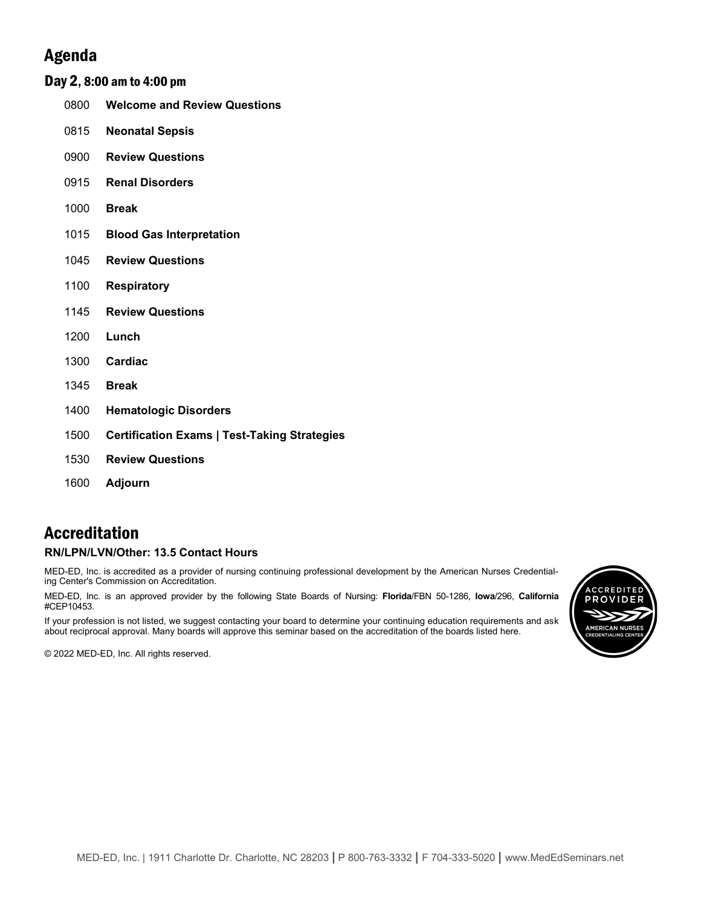## Agenda

### Day 2, 8:00 am to 4:00 pm

| | |
|---|---|
| 0800 | **Welcome and Review Questions** |
| 0815 | **Neonatal Sepsis** |
| 0900 | **Review Questions** |
| 0915 | **Renal Disorders** |
| 1000 | **Break** |
| 1015 | **Blood Gas Interpretation** |
| 1045 | **Review Questions** |
| 1100 | **Respiratory** |
| 1145 | **Review Questions** |
| 1200 | **Lunch** |
| 1300 | **Cardiac** |
| 1345 | **Break** |
| 1400 | **Hematologic Disorders** |
| 1500 | **Certification Exams | Test-Taking Strategies** |
| 1530 | **Review Questions** |
| 1600 | **Adjourn** |

## Accreditation

**RN/LPN/LVN/Other: 13.5 Contact Hours**

MED-ED, Inc. is accredited as a provider of nursing continuing professional development by the American Nurses Credentialing Center's Commission on Accreditation.

MED-ED, Inc. is an approved provider by the following State Boards of Nursing: **Florida**/FBN 50-1286, **Iowa**/296, **California** #CEP10453.

If your profession is not listed, we suggest contacting your board to determine your continuing education requirements and ask about reciprocal approval. Many boards will approve this seminar based on the accreditation of the boards listed here.

ACCREDITED PROVIDER
AMERICAN NURSES CREDENTIALING CENTER

© 2022 MED-ED, Inc. All rights reserved.

MED-ED, Inc. | 1911 Charlotte Dr. Charlotte, NC 28203 | P 800-763-3332 | F 704-333-5020 | www.MedEdSeminars.net